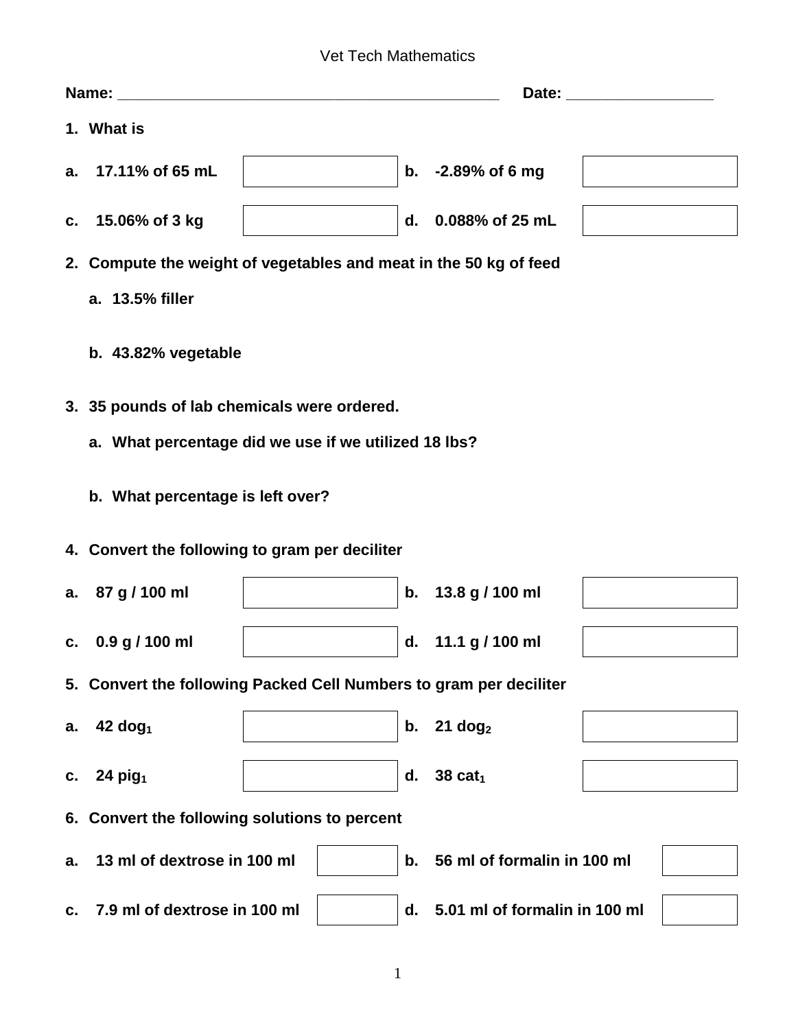Vet Tech Mathematics

**Name:** ______________________________________________ **Date:** _________________

**1. What is**

| | | | | | |
|---|---|---|---|---|---|
| **a.** | **17.11% of 65 mL** | | **b.** | **-2.89% of 6 mg** | |
| **c.** | **15.06% of 3 kg** | | **d.** | **0.088% of 25 mL** | |

**2. Compute the weight of vegetables and meat in the 50 kg of feed**

**a. 13.5% filler**

**b. 43.82% vegetable**

**3. 35 pounds of lab chemicals were ordered.**

**a. What percentage did we use if we utilized 18 lbs?**

**b. What percentage is left over?**

**4. Convert the following to gram per deciliter**

| | | | | | |
|---|---|---|---|---|---|
| **a.** | **87 g / 100 ml** | | **b.** | **13.8 g / 100 ml** | |
| **c.** | **0.9 g / 100 ml** | | **d.** | **11.1 g / 100 ml** | |

**5. Convert the following Packed Cell Numbers to gram per deciliter**

| | | | | | |
|---|---|---|---|---|---|
| **a.** | **42** $dog_1$ | | **b.** | **21** $dog_2$ | |
| **c.** | **24** $pig_1$ | | **d.** | **38** $cat_1$ | |

**6. Convert the following solutions to percent**

| | | | | | |
|---|---|---|---|---|---|
| **a.** | **13 ml of dextrose in 100 ml** | | **b.** | **56 ml of formalin in 100 ml** | |
| **c.** | **7.9 ml of dextrose in 100 ml** | | **d.** | **5.01 ml of formalin in 100 ml** | |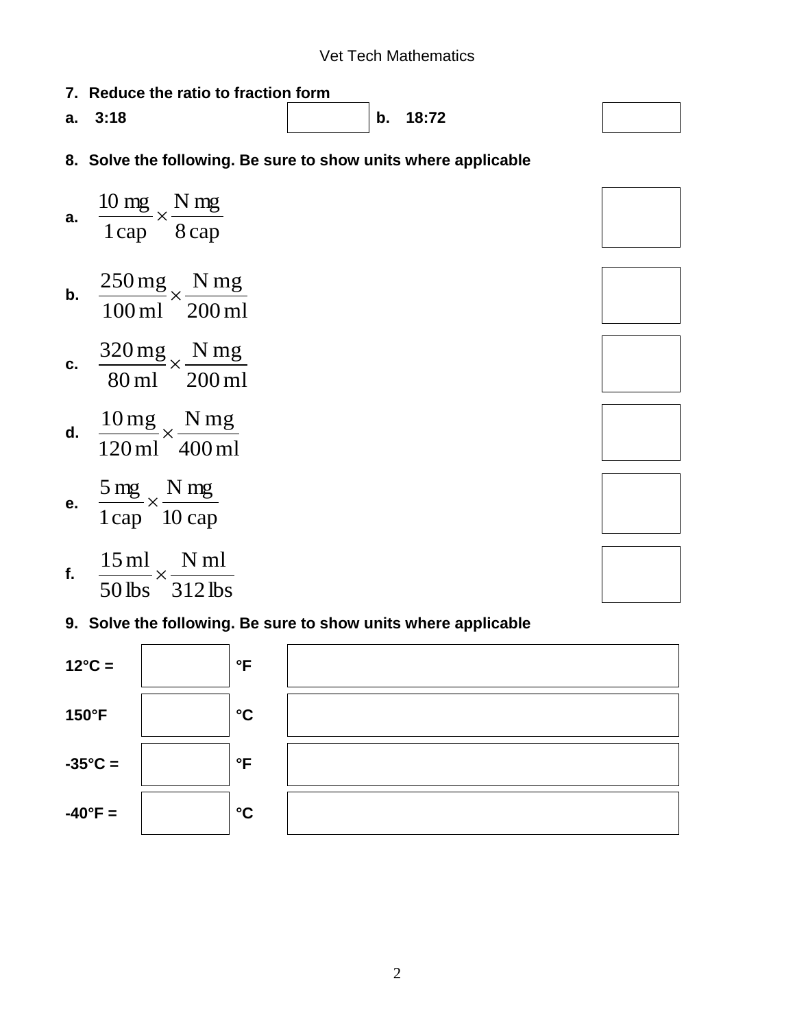**7. Reduce the ratio to fraction form**

**a. 3:18** ☐ **b. 18:72** ☐

**8. Solve the following. Be sure to show units where applicable**

**a.** $\frac{10\text{ mg}}{1\text{ cap}} \times \frac{\text{N mg}}{8\text{ cap}}$

**b.** $\frac{250\text{ mg}}{100\text{ ml}} \times \frac{\text{N mg}}{200\text{ ml}}$

**c.** $\frac{320\text{ mg}}{80\text{ ml}} \times \frac{\text{N mg}}{200\text{ ml}}$

**d.** $\frac{10\text{ mg}}{120\text{ ml}} \times \frac{\text{N mg}}{400\text{ ml}}$

**e.** $\frac{5\text{ mg}}{1\text{ cap}} \times \frac{\text{N mg}}{10\text{ cap}}$

**f.** $\frac{15\text{ ml}}{50\text{ lbs}} \times \frac{\text{N ml}}{312\text{ lbs}}$

**9. Solve the following. Be sure to show units where applicable**

| | | | |
|---|---|---|---|
| **12°C =** | | **°F** | |
| **150°F** | | **°C** | |
| **-35°C =** | | **°F** | |
| **-40°F =** | | **°C** | |